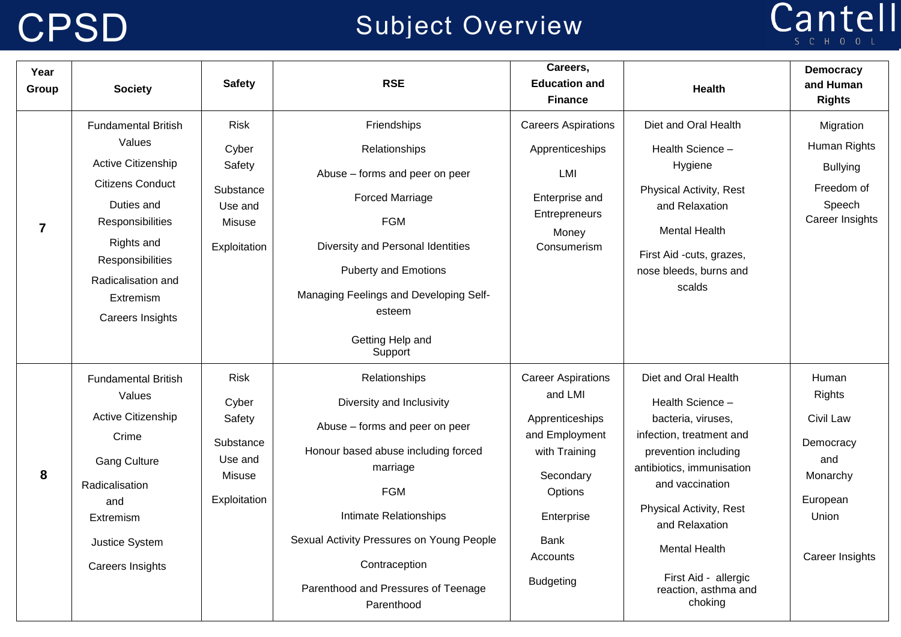# CPSD — Subject Overview

Cantell School

| Year Group | Society | Safety | RSE | Careers, Education and Finance | Health | Democracy and Human Rights |
|---|---|---|---|---|---|---|
| 7 | Fundamental British Values<br>Active Citizenship<br>Citizens Conduct<br>Duties and Responsibilities<br>Rights and Responsibilities<br>Radicalisation and Extremism<br>Careers Insights | Risk<br>Cyber Safety<br>Substance Use and Misuse<br>Exploitation | Friendships<br>Relationships<br>Abuse – forms and peer on peer<br>Forced Marriage<br>FGM<br>Diversity and Personal Identities<br>Puberty and Emotions<br>Managing Feelings and Developing Self-esteem<br>Getting Help and Support | Careers Aspirations<br>Apprenticeships<br>LMI<br>Enterprise and Entrepreneurs<br>Money<br>Consumerism | Diet and Oral Health<br>Health Science – Hygiene<br>Physical Activity, Rest and Relaxation<br>Mental Health<br>First Aid -cuts, grazes, nose bleeds, burns and scalds | Migration<br>Human Rights<br>Bullying<br>Freedom of Speech<br>Career Insights |
| 8 | Fundamental British Values<br>Active Citizenship<br>Crime<br>Gang Culture<br>Radicalisation and Extremism<br>Justice System<br>Careers Insights | Risk<br>Cyber Safety<br>Substance Use and Misuse<br>Exploitation | Relationships<br>Diversity and Inclusivity<br>Abuse – forms and peer on peer<br>Honour based abuse including forced marriage<br>FGM<br>Intimate Relationships<br>Sexual Activity Pressures on Young People<br>Contraception<br>Parenthood and Pressures of Teenage Parenthood | Career Aspirations and LMI<br>Apprenticeships and Employment with Training<br>Secondary Options<br>Enterprise<br>Bank Accounts<br>Budgeting | Diet and Oral Health<br>Health Science – bacteria, viruses, infection, treatment and prevention including antibiotics, immunisation and vaccination<br>Physical Activity, Rest and Relaxation<br>Mental Health<br>First Aid - allergic reaction, asthma and choking | Human Rights<br>Civil Law<br>Democracy and Monarchy<br>European Union<br>Career Insights |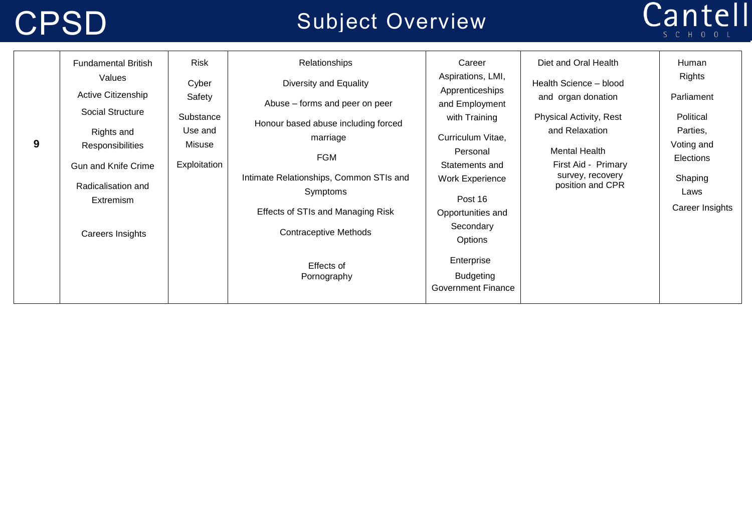# CPSD Subject Overview

Cantell School

| | | | | | | |
|---|---|---|---|---|---|---|
| **9** | Fundamental British Values<br>Active Citizenship<br>Social Structure<br>Rights and Responsibilities<br>Gun and Knife Crime<br>Radicalisation and Extremism<br>Careers Insights | Risk<br>Cyber Safety<br>Substance Use and Misuse<br>Exploitation | Relationships<br>Diversity and Equality<br>Abuse – forms and peer on peer<br>Honour based abuse including forced marriage<br>FGM<br>Intimate Relationships, Common STIs and Symptoms<br>Effects of STIs and Managing Risk<br>Contraceptive Methods<br>Effects of Pornography | Career Aspirations, LMI, Apprenticeships and Employment with Training<br>Curriculum Vitae, Personal Statements and Work Experience<br>Post 16 Opportunities and Secondary Options<br>Enterprise<br>Budgeting<br>Government Finance | Diet and Oral Health<br>Health Science – blood and organ donation<br>Physical Activity, Rest and Relaxation<br>Mental Health<br>First Aid - Primary survey, recovery position and CPR | Human Rights<br>Parliament<br>Political Parties, Voting and Elections<br>Shaping Laws<br>Career Insights |